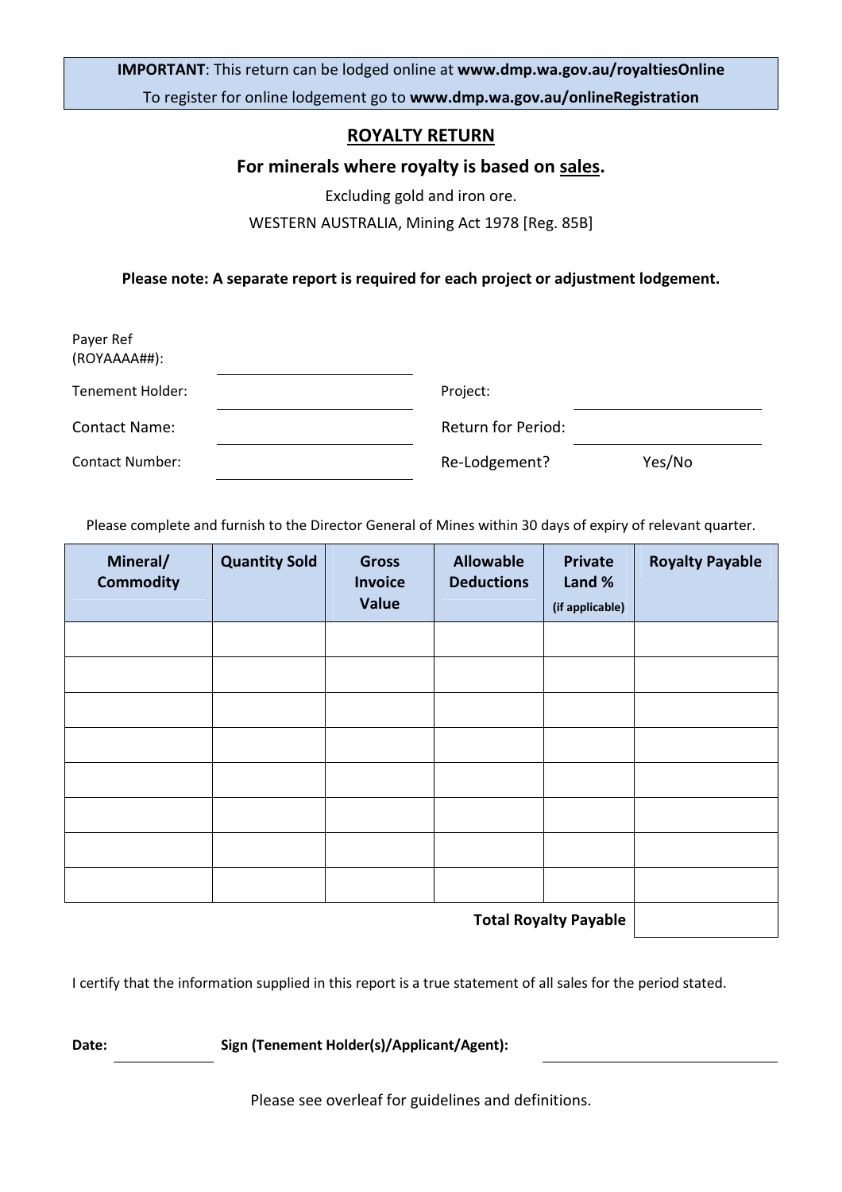**IMPORTANT**: This return can be lodged online at **www.dmp.wa.gov.au/royaltiesOnline**
To register for online lodgement go to **www.dmp.wa.gov.au/onlineRegistration**

# ROYALTY RETURN

## For minerals where royalty is based on sales.

Excluding gold and iron ore.

WESTERN AUSTRALIA, Mining Act 1978 [Reg. 85B]

**Please note: A separate report is required for each project or adjustment lodgement.**

Payer Ref (ROYAAAA##): ____________________

Tenement Holder: ____________________ Project: ____________________

Contact Name: ____________________ Return for Period: ____________________

Contact Number: ____________________ Re-Lodgement? Yes/No

Please complete and furnish to the Director General of Mines within 30 days of expiry of relevant quarter.

| Mineral/ Commodity | Quantity Sold | Gross Invoice Value | Allowable Deductions | Private Land % (if applicable) | Royalty Payable |
|---|---|---|---|---|---|
| | | | | | |
| | | | | | |
| | | | | | |
| | | | | | |
| | | | | | |
| | | | | | |
| | | | | | |
| | | | | | |
| | | | | **Total Royalty Payable** | |

I certify that the information supplied in this report is a true statement of all sales for the period stated.

**Date:** ____________ **Sign (Tenement Holder(s)/Applicant/Agent):** ____________________

Please see overleaf for guidelines and definitions.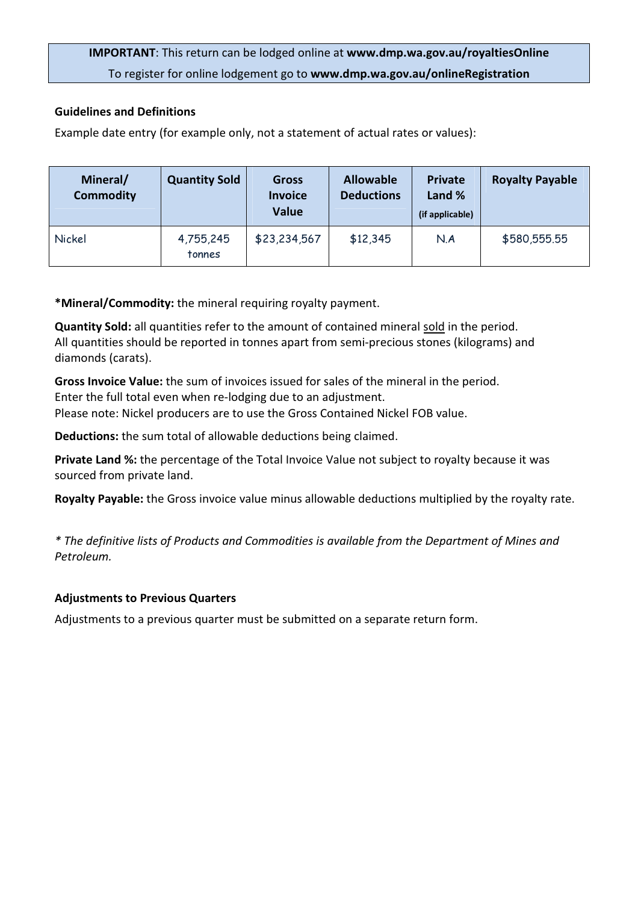**IMPORTANT**: This return can be lodged online at **www.dmp.wa.gov.au/royaltiesOnline**
To register for online lodgement go to **www.dmp.wa.gov.au/onlineRegistration**

**Guidelines and Definitions**

Example date entry (for example only, not a statement of actual rates or values):

| Mineral/ Commodity | Quantity Sold | Gross Invoice Value | Allowable Deductions | Private Land % (if applicable) | Royalty Payable |
|---|---|---|---|---|---|
| Nickel | 4,755,245 tonnes | $23,234,567 | $12,345 | N.A | $580,555.55 |

***Mineral/Commodity:** the mineral requiring royalty payment.

**Quantity Sold:** all quantities refer to the amount of contained mineral sold in the period.
All quantities should be reported in tonnes apart from semi-precious stones (kilograms) and diamonds (carats).

**Gross Invoice Value:** the sum of invoices issued for sales of the mineral in the period.
Enter the full total even when re-lodging due to an adjustment.
Please note: Nickel producers are to use the Gross Contained Nickel FOB value.

**Deductions:** the sum total of allowable deductions being claimed.

**Private Land %:** the percentage of the Total Invoice Value not subject to royalty because it was sourced from private land.

**Royalty Payable:** the Gross invoice value minus allowable deductions multiplied by the royalty rate.

*\* The definitive lists of Products and Commodities is available from the Department of Mines and Petroleum.*

**Adjustments to Previous Quarters**

Adjustments to a previous quarter must be submitted on a separate return form.